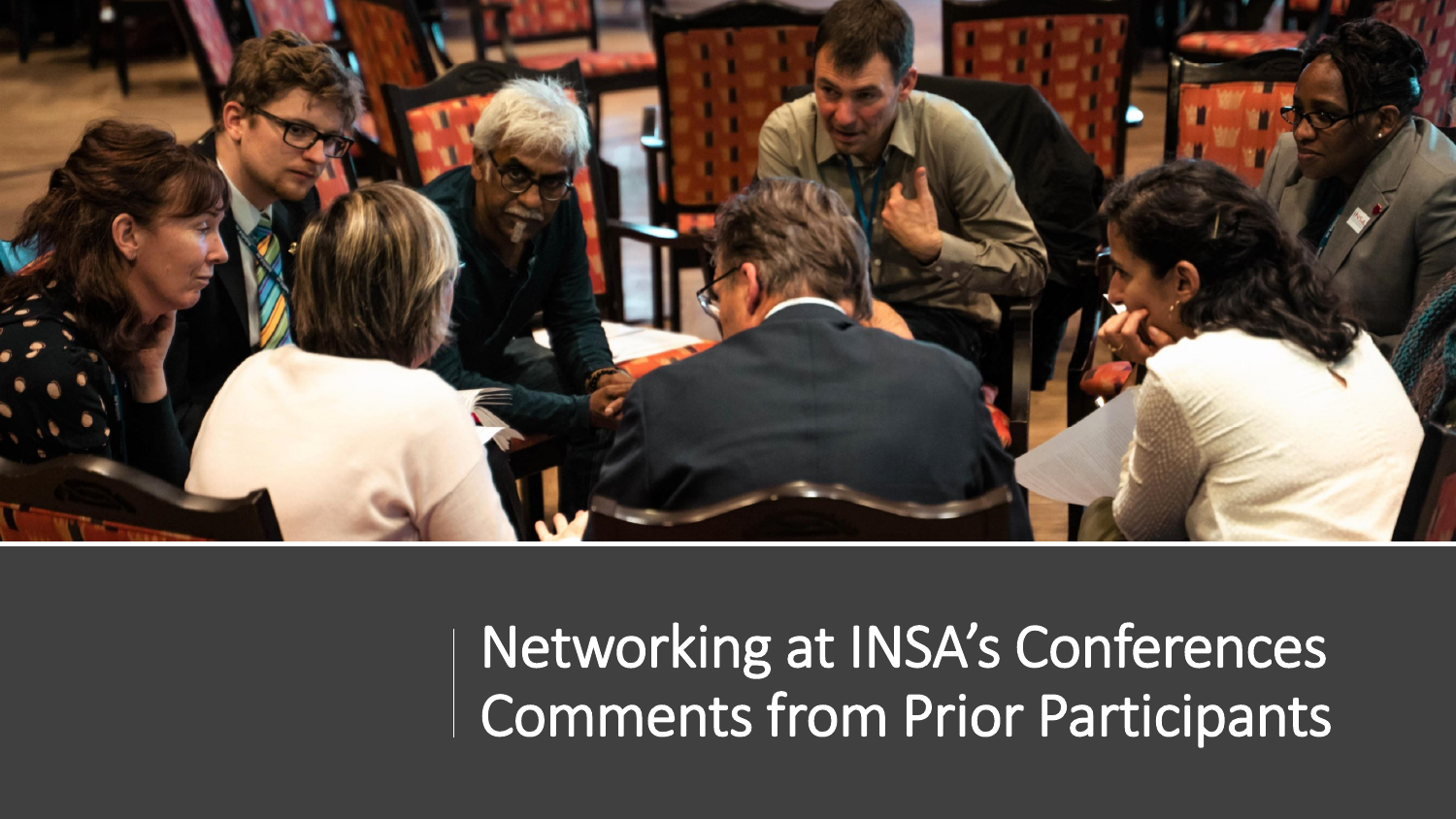# Networking at INSA's Conferences Comments from Prior Participants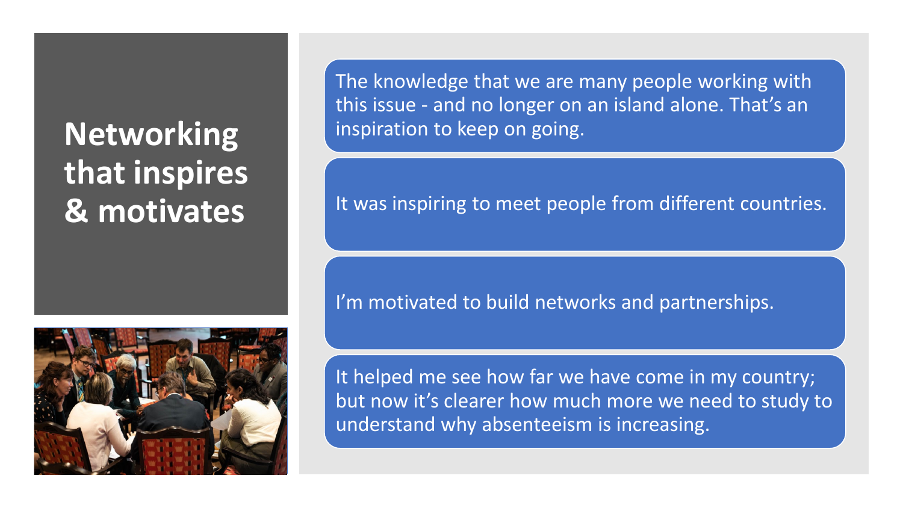# Networking that inspires & motivates

The knowledge that we are many people working with this issue - and no longer on an island alone. That's an inspiration to keep on going.

It was inspiring to meet people from different countries.

I'm motivated to build networks and partnerships.

It helped me see how far we have come in my country; but now it's clearer how much more we need to study to understand why absenteeism is increasing.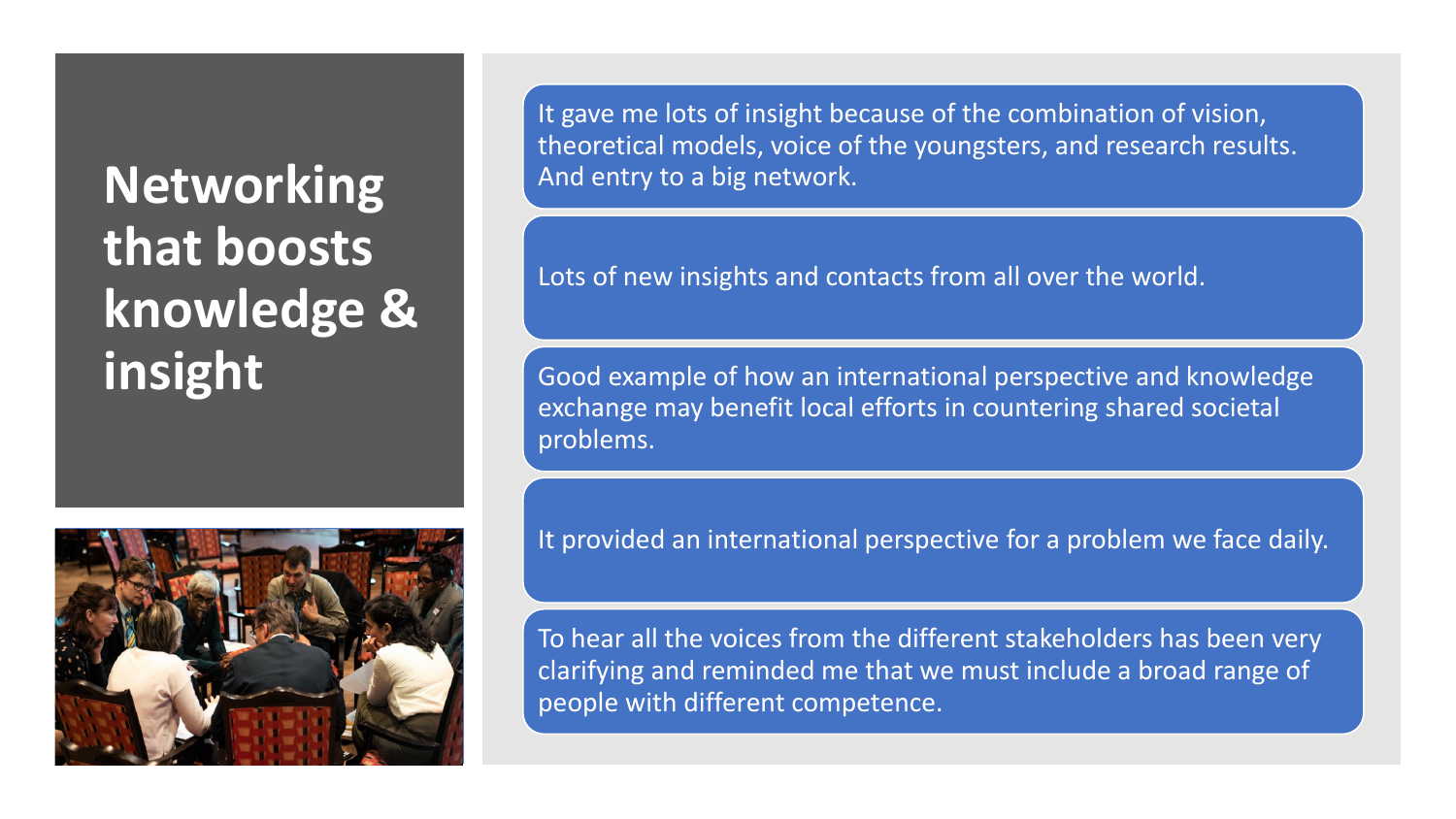# Networking that boosts knowledge & insight

It gave me lots of insight because of the combination of vision, theoretical models, voice of the youngsters, and research results. And entry to a big network.

Lots of new insights and contacts from all over the world.

Good example of how an international perspective and knowledge exchange may benefit local efforts in countering shared societal problems.

It provided an international perspective for a problem we face daily.

To hear all the voices from the different stakeholders has been very clarifying and reminded me that we must include a broad range of people with different competence.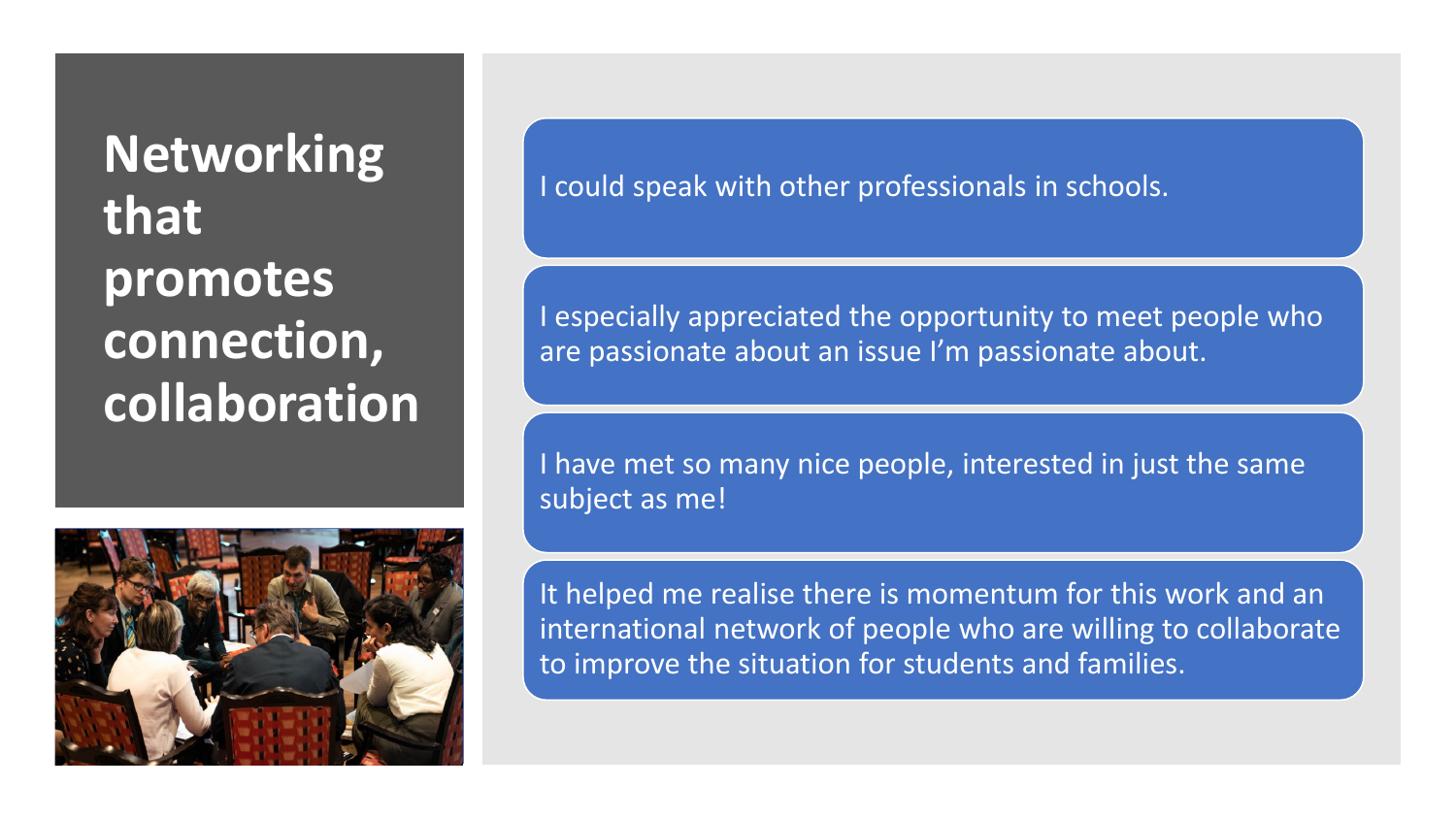# Networking that promotes connection, collaboration

- I could speak with other professionals in schools.
- I especially appreciated the opportunity to meet people who are passionate about an issue I'm passionate about.
- I have met so many nice people, interested in just the same subject as me!
- It helped me realise there is momentum for this work and an international network of people who are willing to collaborate to improve the situation for students and families.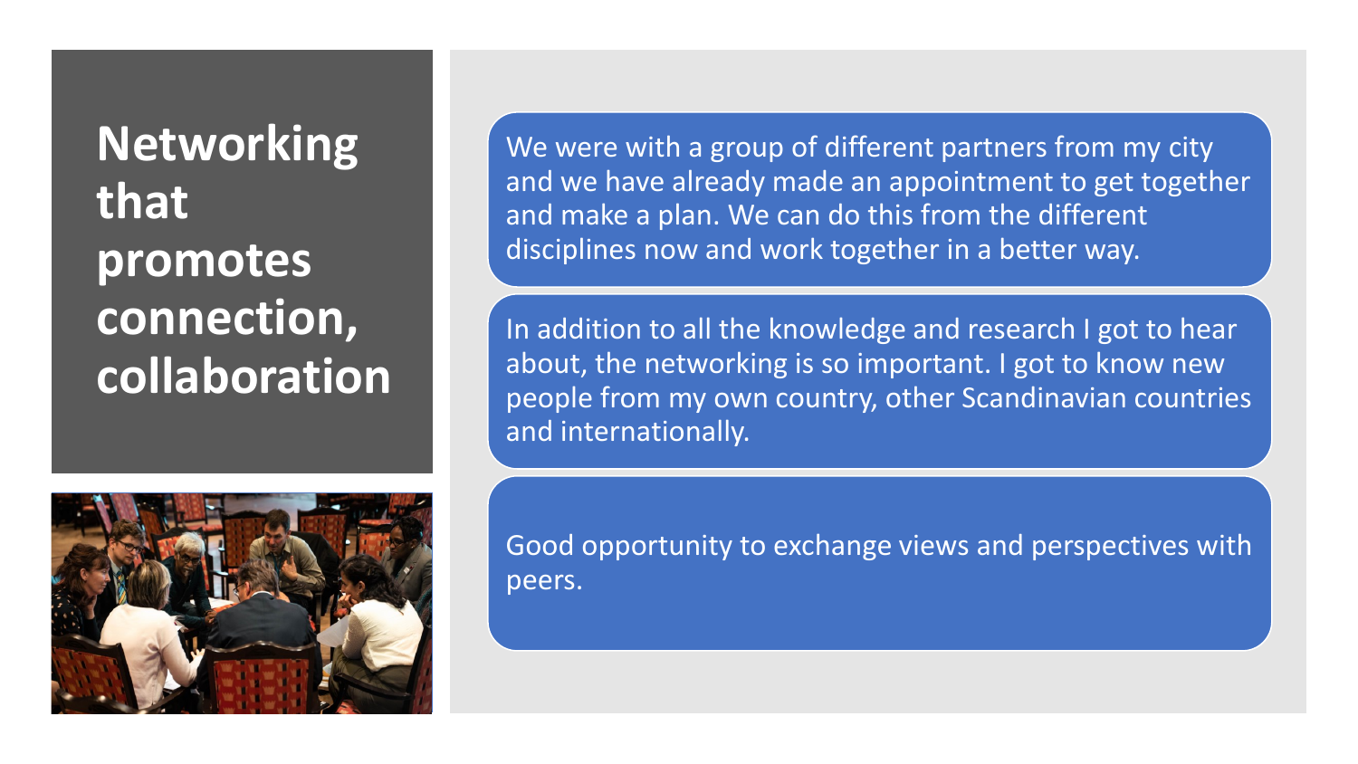# Networking that promotes connection, collaboration

We were with a group of different partners from my city and we have already made an appointment to get together and make a plan. We can do this from the different disciplines now and work together in a better way.

In addition to all the knowledge and research I got to hear about, the networking is so important. I got to know new people from my own country, other Scandinavian countries and internationally.

Good opportunity to exchange views and perspectives with peers.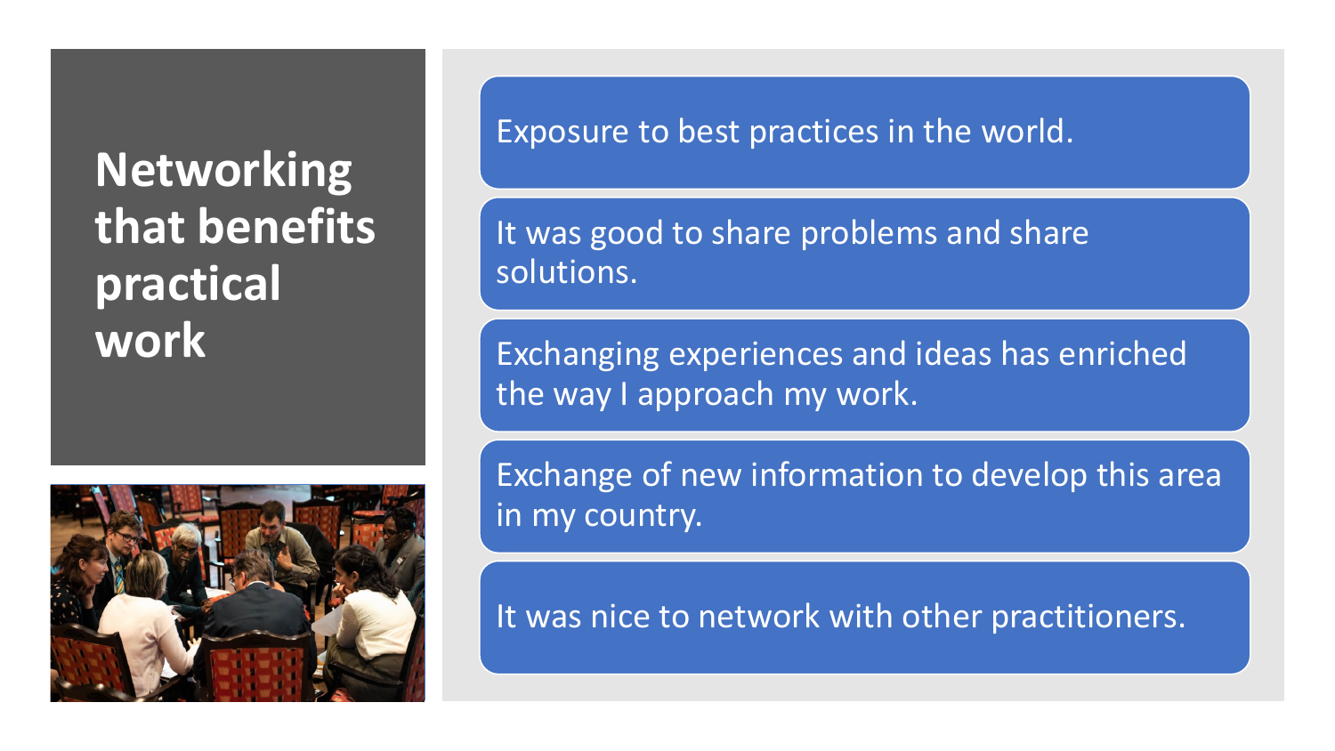# Networking that benefits practical work

- Exposure to best practices in the world.
- It was good to share problems and share solutions.
- Exchanging experiences and ideas has enriched the way I approach my work.
- Exchange of new information to develop this area in my country.
- It was nice to network with other practitioners.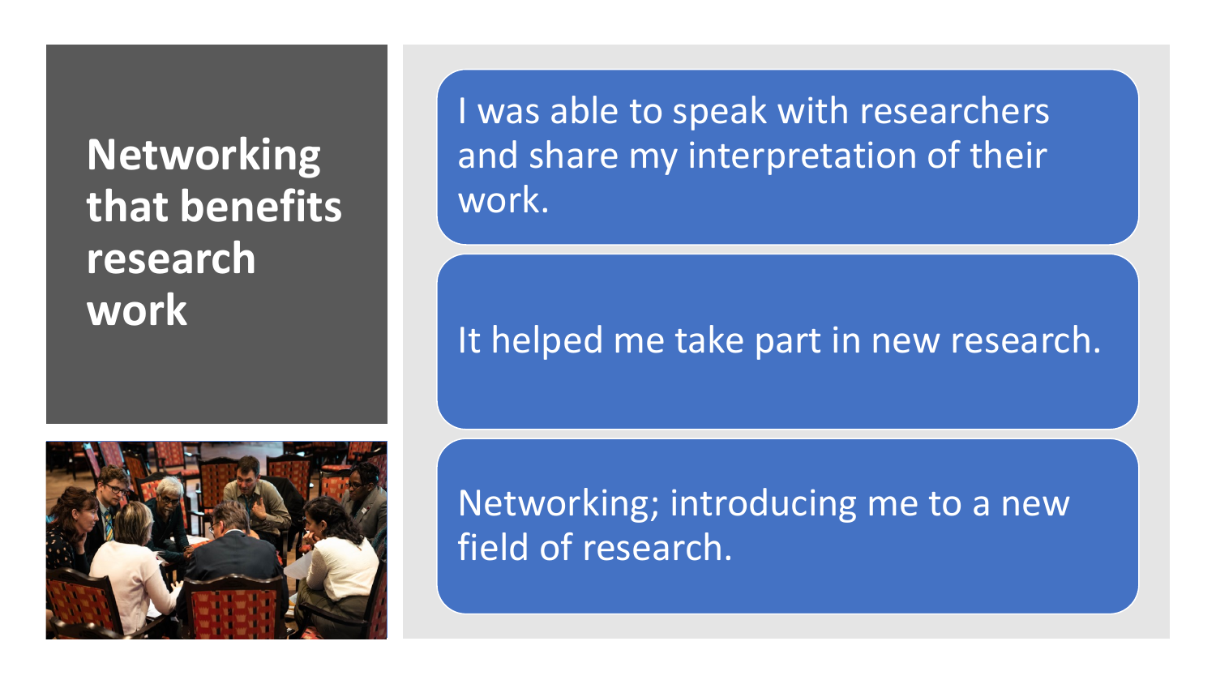# Networking that benefits research work

- I was able to speak with researchers and share my interpretation of their work.
- It helped me take part in new research.
- Networking; introducing me to a new field of research.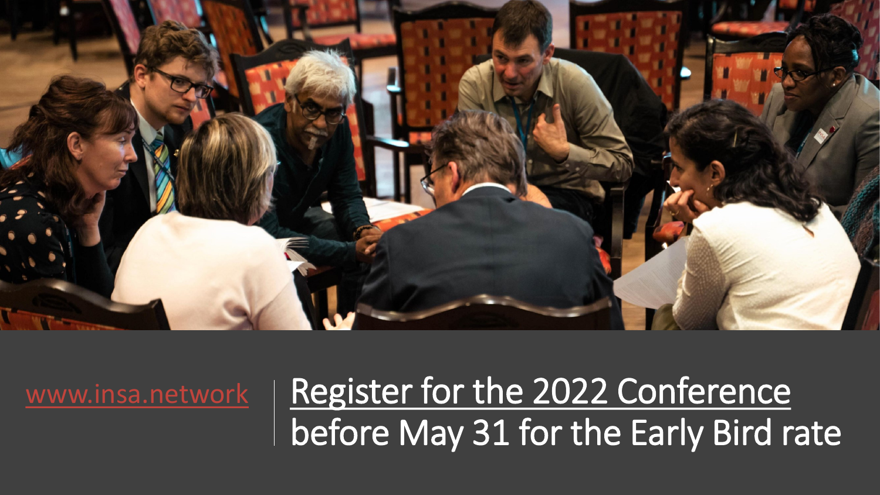www.insa.network | Register for the 2022 Conference before May 31 for the Early Bird rate